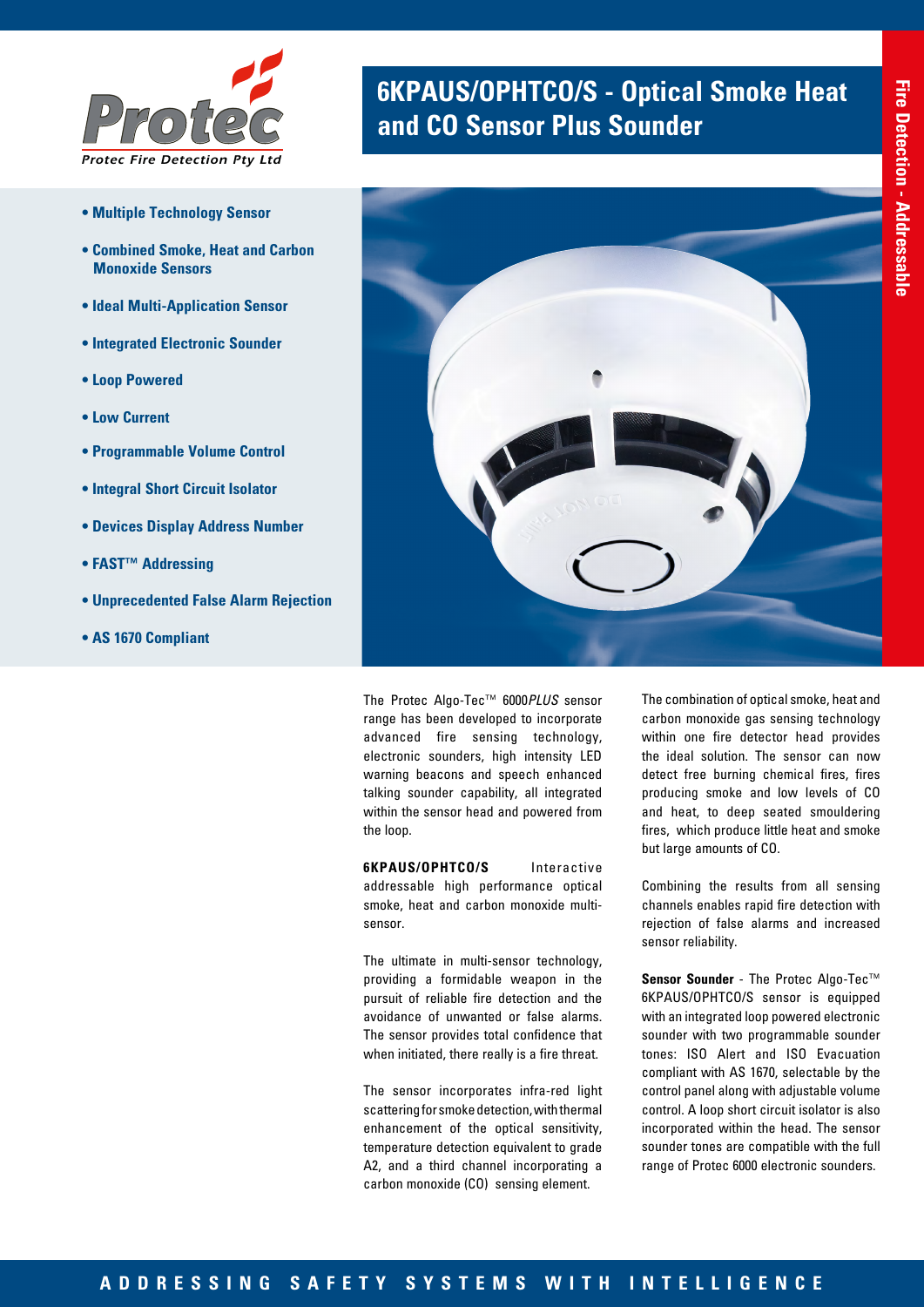# 6KPAUS/OPHTCO/S - Optical Smoke Heat and CO Sensor Plus Sounder

Protec Fire Detection Pty Ltd

Fire Detection - Addressable

- **Multiple Technology Sensor**
- **Combined Smoke, Heat and Carbon Monoxide Sensors**
- **Ideal Multi-Application Sensor**
- **Integrated Electronic Sounder**
- **Loop Powered**
- **Low Current**
- **Programmable Volume Control**
- **Integral Short Circuit Isolator**
- **Devices Display Address Number**
- **FAST™ Addressing**
- **Unprecedented False Alarm Rejection**
- **AS 1670 Compliant**

The Protec Algo-Tec™ 6000*PLUS* sensor range has been developed to incorporate advanced fire sensing technology, electronic sounders, high intensity LED warning beacons and speech enhanced talking sounder capability, all integrated within the sensor head and powered from the loop.

**6KPAUS/OPHTCO/S** Interactive addressable high performance optical smoke, heat and carbon monoxide multi-sensor.

The ultimate in multi-sensor technology, providing a formidable weapon in the pursuit of reliable fire detection and the avoidance of unwanted or false alarms. The sensor provides total confidence that when initiated, there really is a fire threat.

The sensor incorporates infra-red light scattering for smoke detection, with thermal enhancement of the optical sensitivity, temperature detection equivalent to grade A2, and a third channel incorporating a carbon monoxide (CO) sensing element.

The combination of optical smoke, heat and carbon monoxide gas sensing technology within one fire detector head provides the ideal solution. The sensor can now detect free burning chemical fires, fires producing smoke and low levels of CO and heat, to deep seated smouldering fires, which produce little heat and smoke but large amounts of CO.

Combining the results from all sensing channels enables rapid fire detection with rejection of false alarms and increased sensor reliability.

**Sensor Sounder** - The Protec Algo-Tec™ 6KPAUS/OPHTCO/S sensor is equipped with an integrated loop powered electronic sounder with two programmable sounder tones: ISO Alert and ISO Evacuation compliant with AS 1670, selectable by the control panel along with adjustable volume control. A loop short circuit isolator is also incorporated within the head. The sensor sounder tones are compatible with the full range of Protec 6000 electronic sounders.

ADDRESSING SAFETY SYSTEMS WITH INTELLIGENCE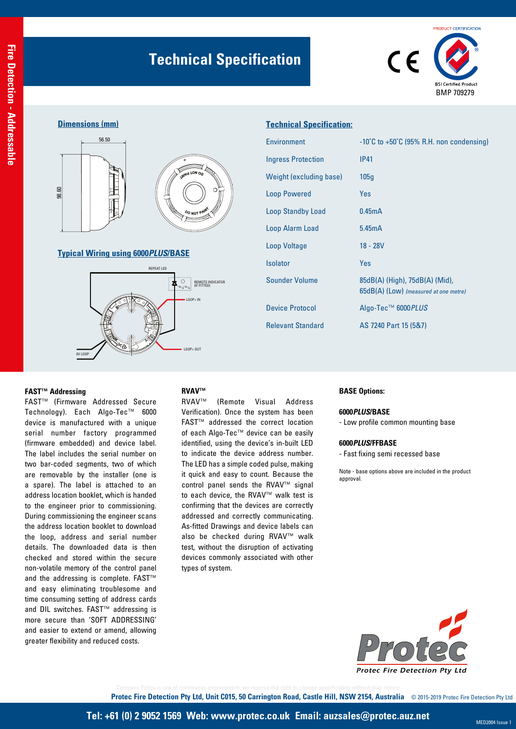# Technical Specification

BSI Certified Product
BMP 709279

## Dimensions (mm)

56.50

98.60

DO NOT PAINT

## Typical Wiring using 6000*PLUS*/BASE

REPEAT LED

REMOTE INDICATOR (IF FITTED)

LOOP+ IN

LOOP+ OUT

0V LOOP

## Technical Specification:

| | |
|---|---|
| Environment | -10˚C to +50˚C (95% R.H. non condensing) |
| Ingress Protection | IP41 |
| Weight (excluding base) | 105g |
| Loop Powered | Yes |
| Loop Standby Load | 0.45mA |
| Loop Alarm Load | 5.45mA |
| Loop Voltage | 18 - 28V |
| Isolator | Yes |
| Sounder Volume | 85dB(A) (High), 75dB(A) (Mid), 65dB(A) (Low) *(measured at one metre)* |
| Device Protocol | Algo-Tec™ 6000*PLUS* |
| Relevant Standard | AS 7240 Part 15 (5&7) |

### FAST™ Addressing

FAST™ (Firmware Addressed Secure Technology). Each Algo-Tec™ 6000 device is manufactured with a unique serial number factory programmed (firmware embedded) and device label. The label includes the serial number on two bar-coded segments, two of which are removable by the installer (one is a spare). The label is attached to an address location booklet, which is handed to the engineer prior to commissioning. During commissioning the engineer scans the address location booklet to download the loop, address and serial number details. The downloaded data is then checked and stored within the secure non-volatile memory of the control panel and the addressing is complete. FAST™ and easy eliminating troublesome and time consuming setting of address cards and DIL switches. FAST™ addressing is more secure than 'SOFT ADDRESSING' and easier to extend or amend, allowing greater flexibility and reduced costs.

### RVAV™

RVAV™ (Remote Visual Address Verification). Once the system has been FAST™ addressed the correct location of each Algo-Tec™ device can be easily identified, using the device's in-built LED to indicate the device address number. The LED has a simple coded pulse, making it quick and easy to count. Because the control panel sends the RVAV™ signal to each device, the RVAV™ walk test is confirming that the devices are correctly addressed and correctly communicating. As-fitted Drawings and device labels can also be checked during RVAV™ walk test, without the disruption of activating devices commonly associated with other types of system.

### BASE Options:

**6000*PLUS*/BASE**

- Low profile common mounting base

**6000*PLUS*/FFBASE**

- Fast fixing semi recessed base

Note - base options above are included in the product approval.

Protec Fire Detection Pty Ltd

Company Policy is one of continuous improvement, we reserve the right to change specification without prior notice

**Protec Fire Detection Pty Ltd, Unit C015, 50 Carrington Road, Castle Hill, NSW 2154, Australia** © 2015-2019 Protec Fire Detection Pty Ltd

**Tel: +61 (0) 2 9052 1569 Web: www.protec.co.uk Email: auzsales@protec.auz.net**

MED2004 Issue 1